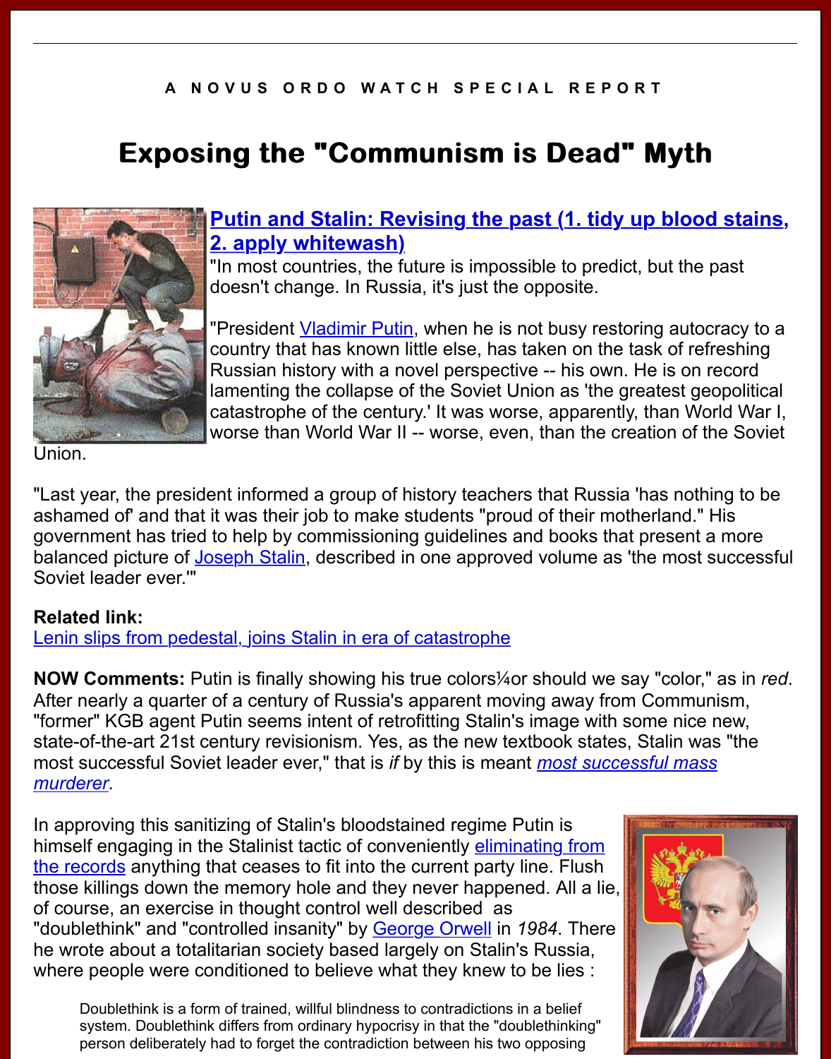A N O V U S  O R D O  W A T C H  S P E C I A L  R E P O R T

# Exposing the "Communism is Dead" Myth

## Putin and Stalin: Revising the past (1. tidy up blood stains, 2. apply whitewash)

"In most countries, the future is impossible to predict, but the past doesn't change. In Russia, it's just the opposite.

"President Vladimir Putin, when he is not busy restoring autocracy to a country that has known little else, has taken on the task of refreshing Russian history with a novel perspective -- his own. He is on record lamenting the collapse of the Soviet Union as 'the greatest geopolitical catastrophe of the century.' It was worse, apparently, than World War I, worse than World War II -- worse, even, than the creation of the Soviet Union.

"Last year, the president informed a group of history teachers that Russia 'has nothing to be ashamed of' and that it was their job to make students "proud of their motherland." His government has tried to help by commissioning guidelines and books that present a more balanced picture of Joseph Stalin, described in one approved volume as 'the most successful Soviet leader ever.'"

**Related link:**
Lenin slips from pedestal, joins Stalin in era of catastrophe

**NOW Comments:** Putin is finally showing his true colors¼or should we say "color," as in *red*. After nearly a quarter of a century of Russia's apparent moving away from Communism, "former" KGB agent Putin seems intent of retrofitting Stalin's image with some nice new, state-of-the-art 21st century revisionism. Yes, as the new textbook states, Stalin was "the most successful Soviet leader ever," that is *if* by this is meant *most successful mass murderer*.

In approving this sanitizing of Stalin's bloodstained regime Putin is himself engaging in the Stalinist tactic of conveniently eliminating from the records anything that ceases to fit into the current party line. Flush those killings down the memory hole and they never happened. All a lie, of course, an exercise in thought control well described as "doublethink" and "controlled insanity" by George Orwell in *1984*. There he wrote about a totalitarian society based largely on Stalin's Russia, where people were conditioned to believe what they knew to be lies :

> Doublethink is a form of trained, willful blindness to contradictions in a belief system. Doublethink differs from ordinary hypocrisy in that the "doublethinking" person deliberately had to forget the contradiction between his two opposing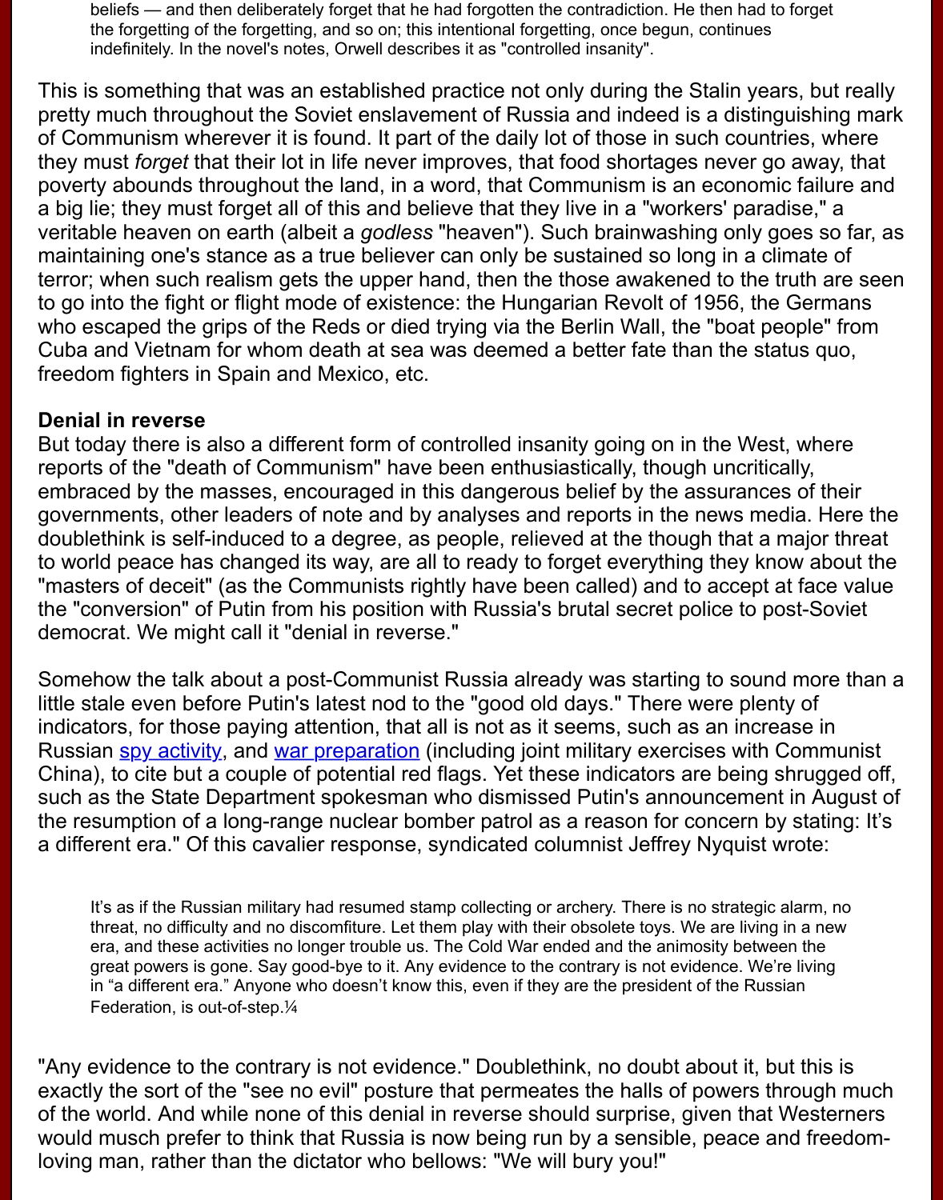beliefs — and then deliberately forget that he had forgotten the contradiction. He then had to forget the forgetting of the forgetting, and so on; this intentional forgetting, once begun, continues indefinitely. In the novel's notes, Orwell describes it as "controlled insanity".

This is something that was an established practice not only during the Stalin years, but really pretty much throughout the Soviet enslavement of Russia and indeed is a distinguishing mark of Communism wherever it is found. It part of the daily lot of those in such countries, where they must *forget* that their lot in life never improves, that food shortages never go away, that poverty abounds throughout the land, in a word, that Communism is an economic failure and a big lie; they must forget all of this and believe that they live in a "workers' paradise," a veritable heaven on earth (albeit a *godless* "heaven"). Such brainwashing only goes so far, as maintaining one's stance as a true believer can only be sustained so long in a climate of terror; when such realism gets the upper hand, then the those awakened to the truth are seen to go into the fight or flight mode of existence: the Hungarian Revolt of 1956, the Germans who escaped the grips of the Reds or died trying via the Berlin Wall, the "boat people" from Cuba and Vietnam for whom death at sea was deemed a better fate than the status quo, freedom fighters in Spain and Mexico, etc.

**Denial in reverse**

But today there is also a different form of controlled insanity going on in the West, where reports of the "death of Communism" have been enthusiastically, though uncritically, embraced by the masses, encouraged in this dangerous belief by the assurances of their governments, other leaders of note and by analyses and reports in the news media. Here the doublethink is self-induced to a degree, as people, relieved at the though that a major threat to world peace has changed its way, are all to ready to forget everything they know about the "masters of deceit" (as the Communists rightly have been called) and to accept at face value the "conversion" of Putin from his position with Russia's brutal secret police to post-Soviet democrat. We might call it "denial in reverse."

Somehow the talk about a post-Communist Russia already was starting to sound more than a little stale even before Putin's latest nod to the "good old days." There were plenty of indicators, for those paying attention, that all is not as it seems, such as an increase in Russian spy activity, and war preparation (including joint military exercises with Communist China), to cite but a couple of potential red flags. Yet these indicators are being shrugged off, such as the State Department spokesman who dismissed Putin's announcement in August of the resumption of a long-range nuclear bomber patrol as a reason for concern by stating: It's a different era." Of this cavalier response, syndicated columnist Jeffrey Nyquist wrote:

> It's as if the Russian military had resumed stamp collecting or archery. There is no strategic alarm, no threat, no difficulty and no discomfiture. Let them play with their obsolete toys. We are living in a new era, and these activities no longer trouble us. The Cold War ended and the animosity between the great powers is gone. Say good-bye to it. Any evidence to the contrary is not evidence. We're living in "a different era." Anyone who doesn't know this, even if they are the president of the Russian Federation, is out-of-step.¼

"Any evidence to the contrary is not evidence." Doublethink, no doubt about it, but this is exactly the sort of the "see no evil" posture that permeates the halls of powers through much of the world. And while none of this denial in reverse should surprise, given that Westerners would musch prefer to think that Russia is now being run by a sensible, peace and freedom-loving man, rather than the dictator who bellows: "We will bury you!"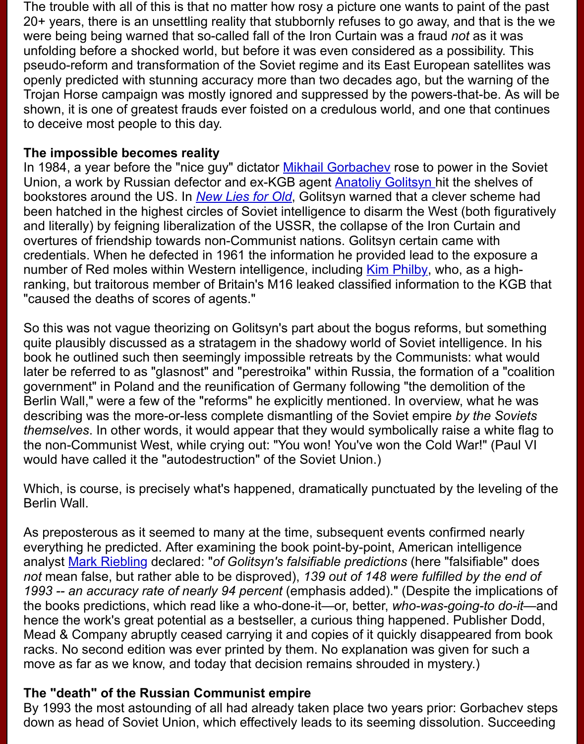The trouble with all of this is that no matter how rosy a picture one wants to paint of the past 20+ years, there is an unsettling reality that stubbornly refuses to go away, and that is the we were being being warned that so-called fall of the Iron Curtain was a fraud *not* as it was unfolding before a shocked world, but before it was even considered as a possibility. This pseudo-reform and transformation of the Soviet regime and its East European satellites was openly predicted with stunning accuracy more than two decades ago, but the warning of the Trojan Horse campaign was mostly ignored and suppressed by the powers-that-be. As will be shown, it is one of greatest frauds ever foisted on a credulous world, and one that continues to deceive most people to this day.

**The impossible becomes reality**

In 1984, a year before the "nice guy" dictator Mikhail Gorbachev rose to power in the Soviet Union, a work by Russian defector and ex-KGB agent Anatoliy Golitsyn hit the shelves of bookstores around the US. In *New Lies for Old*, Golitsyn warned that a clever scheme had been hatched in the highest circles of Soviet intelligence to disarm the West (both figuratively and literally) by feigning liberalization of the USSR, the collapse of the Iron Curtain and overtures of friendship towards non-Communist nations. Golitsyn certain came with credentials. When he defected in 1961 the information he provided lead to the exposure a number of Red moles within Western intelligence, including Kim Philby, who, as a high-ranking, but traitorous member of Britain's M16 leaked classified information to the KGB that "caused the deaths of scores of agents."

So this was not vague theorizing on Golitsyn's part about the bogus reforms, but something quite plausibly discussed as a stratagem in the shadowy world of Soviet intelligence. In his book he outlined such then seemingly impossible retreats by the Communists: what would later be referred to as "glasnost" and "perestroika" within Russia, the formation of a "coalition government" in Poland and the reunification of Germany following "the demolition of the Berlin Wall," were a few of the "reforms" he explicitly mentioned. In overview, what he was describing was the more-or-less complete dismantling of the Soviet empire *by the Soviets themselves*. In other words, it would appear that they would symbolically raise a white flag to the non-Communist West, while crying out: "You won! You've won the Cold War!" (Paul VI would have called it the "autodestruction" of the Soviet Union.)

Which, is course, is precisely what's happened, dramatically punctuated by the leveling of the Berlin Wall.

As preposterous as it seemed to many at the time, subsequent events confirmed nearly everything he predicted. After examining the book point-by-point, American intelligence analyst Mark Riebling declared: "*of Golitsyn's falsifiable predictions* (here "falsifiable" does *not* mean false, but rather able to be disproved), *139 out of 148 were fulfilled by the end of 1993 -- an accuracy rate of nearly 94 percent* (emphasis added)." (Despite the implications of the books predictions, which read like a who-done-it—or, better, *who-was-going-to do-it*—and hence the work's great potential as a bestseller, a curious thing happened. Publisher Dodd, Mead & Company abruptly ceased carrying it and copies of it quickly disappeared from book racks. No second edition was ever printed by them. No explanation was given for such a move as far as we know, and today that decision remains shrouded in mystery.)

**The "death" of the Russian Communist empire**

By 1993 the most astounding of all had already taken place two years prior: Gorbachev steps down as head of Soviet Union, which effectively leads to its seeming dissolution. Succeeding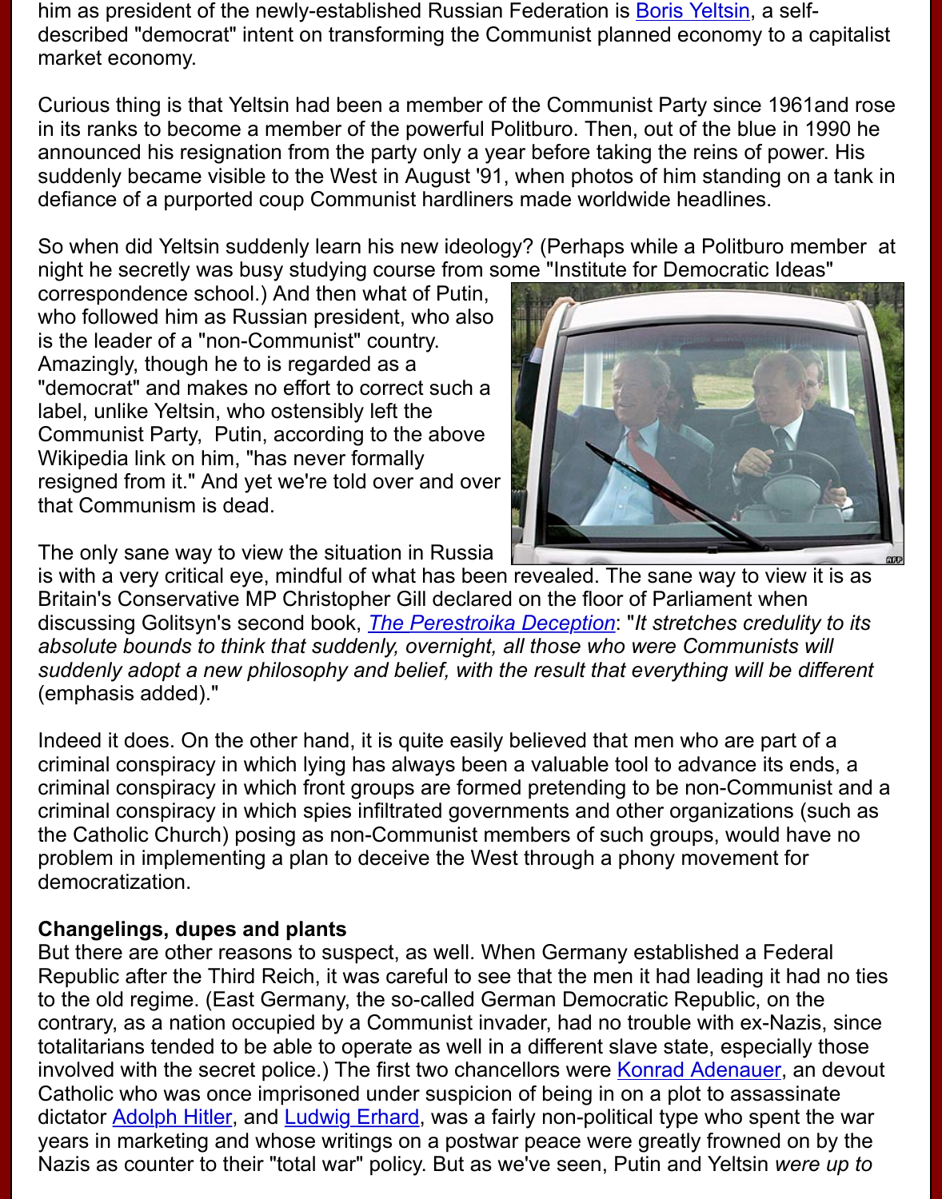him as president of the newly-established Russian Federation is Boris Yeltsin, a self-described "democrat" intent on transforming the Communist planned economy to a capitalist market economy.

Curious thing is that Yeltsin had been a member of the Communist Party since 1961and rose in its ranks to become a member of the powerful Politburo. Then, out of the blue in 1990 he announced his resignation from the party only a year before taking the reins of power. His suddenly became visible to the West in August '91, when photos of him standing on a tank in defiance of a purported coup Communist hardliners made worldwide headlines.

So when did Yeltsin suddenly learn his new ideology? (Perhaps while a Politburo member at night he secretly was busy studying course from some "Institute for Democratic Ideas" correspondence school.) And then what of Putin, who followed him as Russian president, who also is the leader of a "non-Communist" country. Amazingly, though he to is regarded as a "democrat" and makes no effort to correct such a label, unlike Yeltsin, who ostensibly left the Communist Party, Putin, according to the above Wikipedia link on him, "has never formally resigned from it." And yet we're told over and over that Communism is dead.

The only sane way to view the situation in Russia is with a very critical eye, mindful of what has been revealed. The sane way to view it is as Britain's Conservative MP Christopher Gill declared on the floor of Parliament when discussing Golitsyn's second book, *The Perestroika Deception*: "*It stretches credulity to its absolute bounds to think that suddenly, overnight, all those who were Communists will suddenly adopt a new philosophy and belief, with the result that everything will be different* (emphasis added)."

Indeed it does. On the other hand, it is quite easily believed that men who are part of a criminal conspiracy in which lying has always been a valuable tool to advance its ends, a criminal conspiracy in which front groups are formed pretending to be non-Communist and a criminal conspiracy in which spies infiltrated governments and other organizations (such as the Catholic Church) posing as non-Communist members of such groups, would have no problem in implementing a plan to deceive the West through a phony movement for democratization.

**Changelings, dupes and plants**

But there are other reasons to suspect, as well. When Germany established a Federal Republic after the Third Reich, it was careful to see that the men it had leading it had no ties to the old regime. (East Germany, the so-called German Democratic Republic, on the contrary, as a nation occupied by a Communist invader, had no trouble with ex-Nazis, since totalitarians tended to be able to operate as well in a different slave state, especially those involved with the secret police.) The first two chancellors were Konrad Adenauer, an devout Catholic who was once imprisoned under suspicion of being in on a plot to assassinate dictator Adolph Hitler, and Ludwig Erhard, was a fairly non-political type who spent the war years in marketing and whose writings on a postwar peace were greatly frowned on by the Nazis as counter to their "total war" policy. But as we've seen, Putin and Yeltsin *were up to*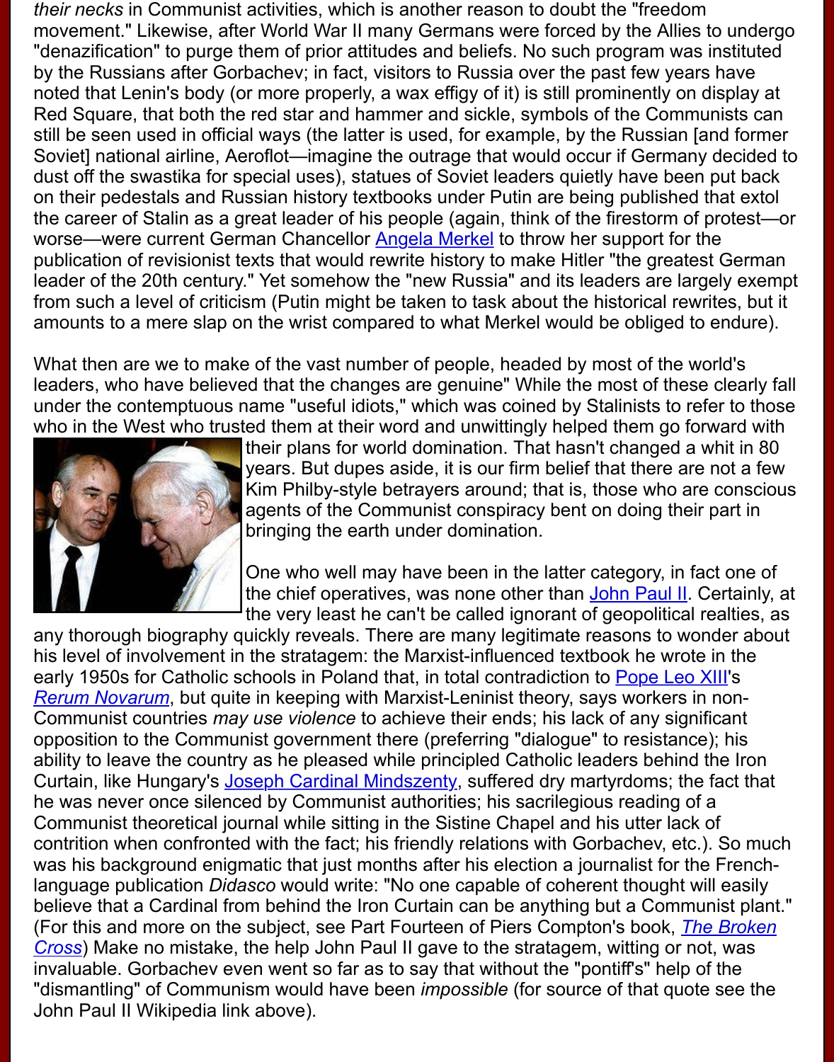*their necks* in Communist activities, which is another reason to doubt the "freedom movement." Likewise, after World War II many Germans were forced by the Allies to undergo "denazification" to purge them of prior attitudes and beliefs. No such program was instituted by the Russians after Gorbachev; in fact, visitors to Russia over the past few years have noted that Lenin's body (or more properly, a wax effigy of it) is still prominently on display at Red Square, that both the red star and hammer and sickle, symbols of the Communists can still be seen used in official ways (the latter is used, for example, by the Russian [and former Soviet] national airline, Aeroflot—imagine the outrage that would occur if Germany decided to dust off the swastika for special uses), statues of Soviet leaders quietly have been put back on their pedestals and Russian history textbooks under Putin are being published that extol the career of Stalin as a great leader of his people (again, think of the firestorm of protest—or worse—were current German Chancellor Angela Merkel to throw her support for the publication of revisionist texts that would rewrite history to make Hitler "the greatest German leader of the 20th century." Yet somehow the "new Russia" and its leaders are largely exempt from such a level of criticism (Putin might be taken to task about the historical rewrites, but it amounts to a mere slap on the wrist compared to what Merkel would be obliged to endure).

What then are we to make of the vast number of people, headed by most of the world's leaders, who have believed that the changes are genuine" While the most of these clearly fall under the contemptuous name "useful idiots," which was coined by Stalinists to refer to those who in the West who trusted them at their word and unwittingly helped them go forward with their plans for world domination. That hasn't changed a whit in 80 years. But dupes aside, it is our firm belief that there are not a few Kim Philby-style betrayers around; that is, those who are conscious agents of the Communist conspiracy bent on doing their part in bringing the earth under domination.

One who well may have been in the latter category, in fact one of the chief operatives, was none other than John Paul II. Certainly, at the very least he can't be called ignorant of geopolitical realties, as any thorough biography quickly reveals. There are many legitimate reasons to wonder about his level of involvement in the stratagem: the Marxist-influenced textbook he wrote in the early 1950s for Catholic schools in Poland that, in total contradiction to Pope Leo XIII's *Rerum Novarum*, but quite in keeping with Marxist-Leninist theory, says workers in non-Communist countries *may use violence* to achieve their ends; his lack of any significant opposition to the Communist government there (preferring "dialogue" to resistance); his ability to leave the country as he pleased while principled Catholic leaders behind the Iron Curtain, like Hungary's Joseph Cardinal Mindszenty, suffered dry martyrdoms; the fact that he was never once silenced by Communist authorities; his sacrilegious reading of a Communist theoretical journal while sitting in the Sistine Chapel and his utter lack of contrition when confronted with the fact; his friendly relations with Gorbachev, etc.). So much was his background enigmatic that just months after his election a journalist for the French-language publication *Didasco* would write: "No one capable of coherent thought will easily believe that a Cardinal from behind the Iron Curtain can be anything but a Communist plant." (For this and more on the subject, see Part Fourteen of Piers Compton's book, *The Broken Cross*) Make no mistake, the help John Paul II gave to the stratagem, witting or not, was invaluable. Gorbachev even went so far as to say that without the "pontiff's" help of the "dismantling" of Communism would have been *impossible* (for source of that quote see the John Paul II Wikipedia link above).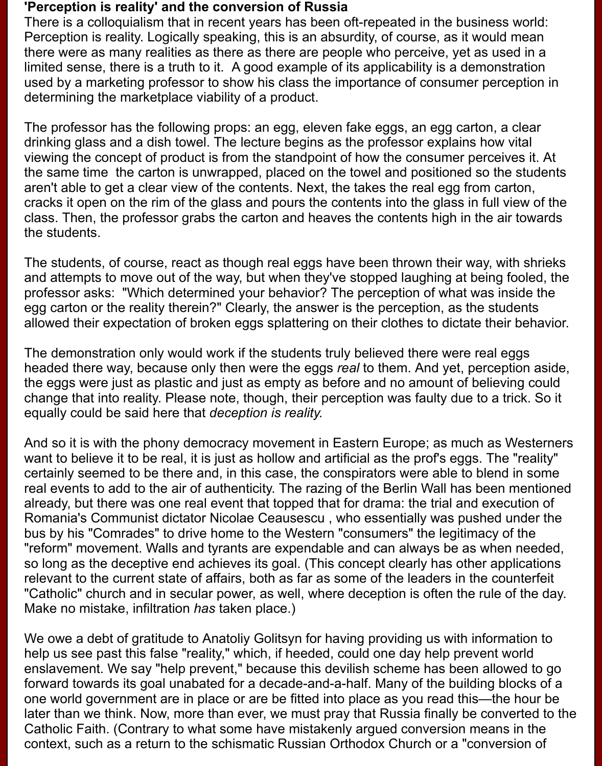**'Perception is reality' and the conversion of Russia**

There is a colloquialism that in recent years has been oft-repeated in the business world: Perception is reality. Logically speaking, this is an absurdity, of course, as it would mean there were as many realities as there as there are people who perceive, yet as used in a limited sense, there is a truth to it. A good example of its applicability is a demonstration used by a marketing professor to show his class the importance of consumer perception in determining the marketplace viability of a product.

The professor has the following props: an egg, eleven fake eggs, an egg carton, a clear drinking glass and a dish towel. The lecture begins as the professor explains how vital viewing the concept of product is from the standpoint of how the consumer perceives it. At the same time the carton is unwrapped, placed on the towel and positioned so the students aren't able to get a clear view of the contents. Next, the takes the real egg from carton, cracks it open on the rim of the glass and pours the contents into the glass in full view of the class. Then, the professor grabs the carton and heaves the contents high in the air towards the students.

The students, of course, react as though real eggs have been thrown their way, with shrieks and attempts to move out of the way, but when they've stopped laughing at being fooled, the professor asks: "Which determined your behavior? The perception of what was inside the egg carton or the reality therein?" Clearly, the answer is the perception, as the students allowed their expectation of broken eggs splattering on their clothes to dictate their behavior.

The demonstration only would work if the students truly believed there were real eggs headed there way, because only then were the eggs *real* to them. And yet, perception aside, the eggs were just as plastic and just as empty as before and no amount of believing could change that into reality. Please note, though, their perception was faulty due to a trick. So it equally could be said here that *deception is reality.*

And so it is with the phony democracy movement in Eastern Europe; as much as Westerners want to believe it to be real, it is just as hollow and artificial as the prof's eggs. The "reality" certainly seemed to be there and, in this case, the conspirators were able to blend in some real events to add to the air of authenticity. The razing of the Berlin Wall has been mentioned already, but there was one real event that topped that for drama: the trial and execution of Romania's Communist dictator Nicolae Ceausescu , who essentially was pushed under the bus by his "Comrades" to drive home to the Western "consumers" the legitimacy of the "reform" movement. Walls and tyrants are expendable and can always be as when needed, so long as the deceptive end achieves its goal. (This concept clearly has other applications relevant to the current state of affairs, both as far as some of the leaders in the counterfeit "Catholic" church and in secular power, as well, where deception is often the rule of the day. Make no mistake, infiltration *has* taken place.)

We owe a debt of gratitude to Anatoliy Golitsyn for having providing us with information to help us see past this false "reality," which, if heeded, could one day help prevent world enslavement. We say "help prevent," because this devilish scheme has been allowed to go forward towards its goal unabated for a decade-and-a-half. Many of the building blocks of a one world government are in place or are be fitted into place as you read this—the hour be later than we think. Now, more than ever, we must pray that Russia finally be converted to the Catholic Faith. (Contrary to what some have mistakenly argued conversion means in the context, such as a return to the schismatic Russian Orthodox Church or a "conversion of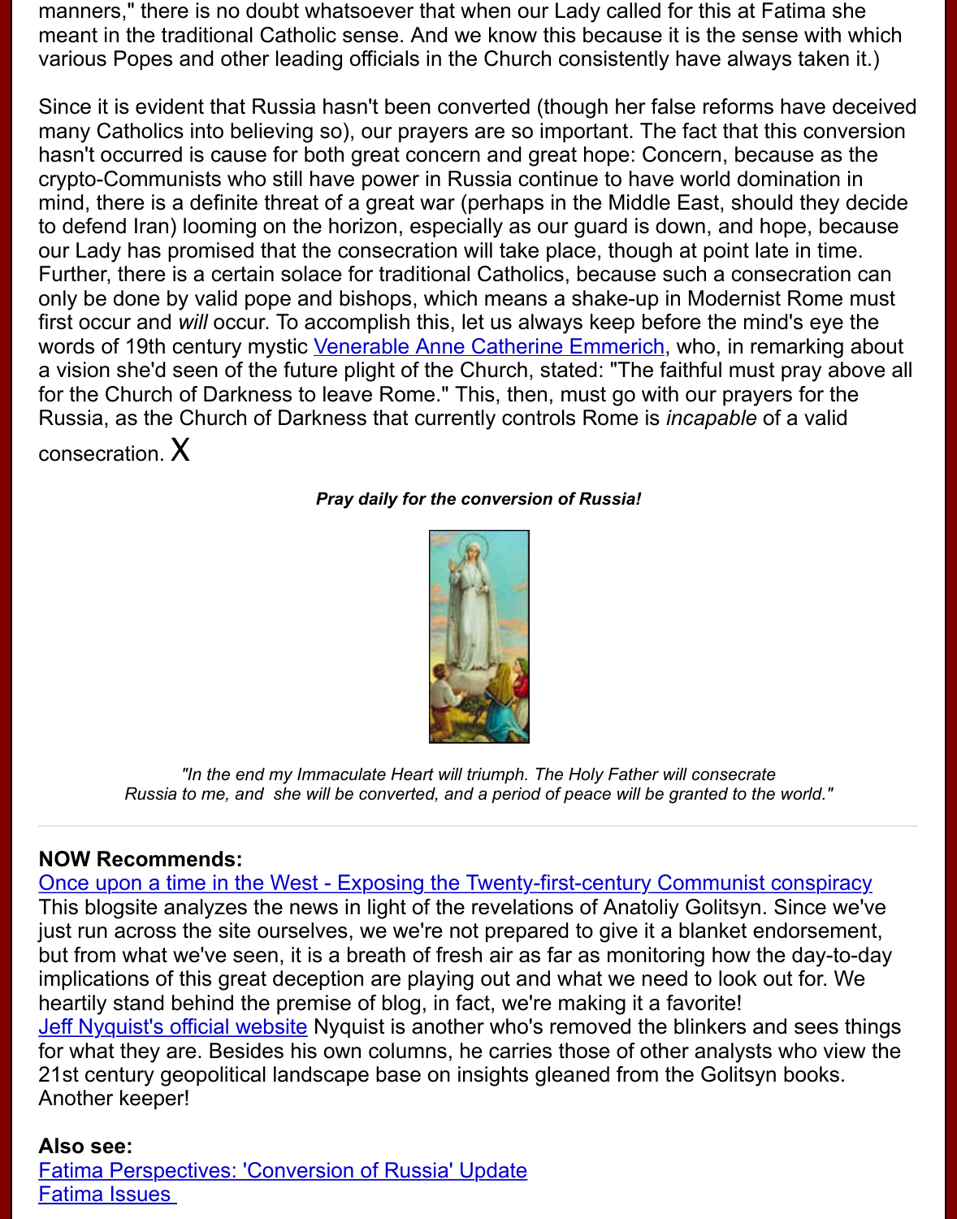manners," there is no doubt whatsoever that when our Lady called for this at Fatima she meant in the traditional Catholic sense. And we know this because it is the sense with which various Popes and other leading officials in the Church consistently have always taken it.)

Since it is evident that Russia hasn't been converted (though her false reforms have deceived many Catholics into believing so), our prayers are so important. The fact that this conversion hasn't occurred is cause for both great concern and great hope: Concern, because as the crypto-Communists who still have power in Russia continue to have world domination in mind, there is a definite threat of a great war (perhaps in the Middle East, should they decide to defend Iran) looming on the horizon, especially as our guard is down, and hope, because our Lady has promised that the consecration will take place, though at point late in time. Further, there is a certain solace for traditional Catholics, because such a consecration can only be done by valid pope and bishops, which means a shake-up in Modernist Rome must first occur and *will* occur. To accomplish this, let us always keep before the mind's eye the words of 19th century mystic Venerable Anne Catherine Emmerich, who, in remarking about a vision she'd seen of the future plight of the Church, stated: "The faithful must pray above all for the Church of Darkness to leave Rome." This, then, must go with our prayers for the Russia, as the Church of Darkness that currently controls Rome is *incapable* of a valid consecration. X

***Pray daily for the conversion of Russia!***

*"In the end my Immaculate Heart will triumph. The Holy Father will consecrate Russia to me, and she will be converted, and a period of peace will be granted to the world."*

---

**NOW Recommends:**

Once upon a time in the West - Exposing the Twenty-first-century Communist conspiracy
This blogsite analyzes the news in light of the revelations of Anatoliy Golitsyn. Since we've just run across the site ourselves, we we're not prepared to give it a blanket endorsement, but from what we've seen, it is a breath of fresh air as far as monitoring how the day-to-day implications of this great deception are playing out and what we need to look out for. We heartily stand behind the premise of blog, in fact, we're making it a favorite!
Jeff Nyquist's official website Nyquist is another who's removed the blinkers and sees things for what they are. Besides his own columns, he carries those of other analysts who view the 21st century geopolitical landscape base on insights gleaned from the Golitsyn books. Another keeper!

**Also see:**

Fatima Perspectives: 'Conversion of Russia' Update
Fatima Issues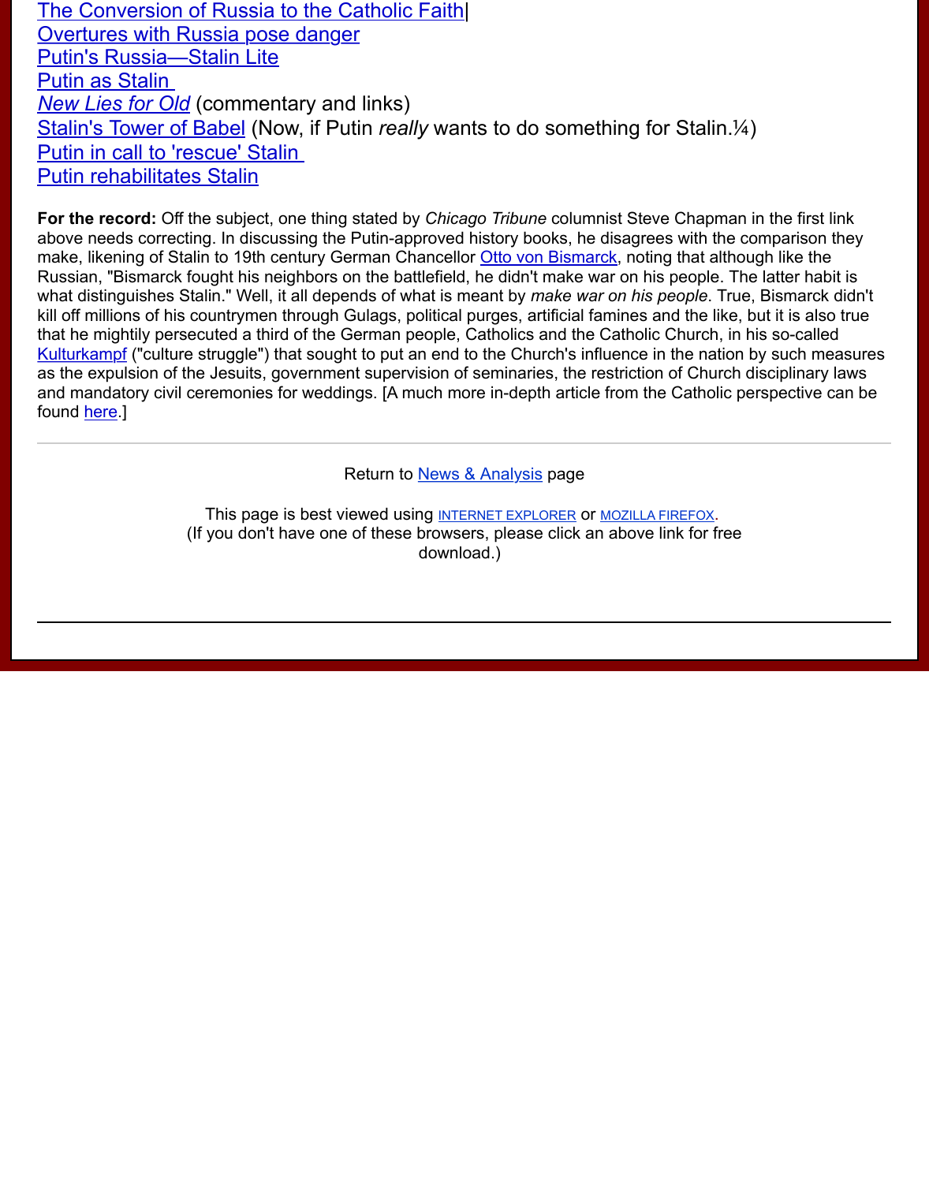The Conversion of Russia to the Catholic Faith|
Overtures with Russia pose danger
Putin's Russia—Stalin Lite
Putin as Stalin
*New Lies for Old* (commentary and links)
Stalin's Tower of Babel (Now, if Putin *really* wants to do something for Stalin.¼)
Putin in call to 'rescue' Stalin
Putin rehabilitates Stalin

**For the record:** Off the subject, one thing stated by *Chicago Tribune* columnist Steve Chapman in the first link above needs correcting. In discussing the Putin-approved history books, he disagrees with the comparison they make, likening of Stalin to 19th century German Chancellor Otto von Bismarck, noting that although like the Russian, "Bismarck fought his neighbors on the battlefield, he didn't make war on his people. The latter habit is what distinguishes Stalin." Well, it all depends of what is meant by *make war on his people*. True, Bismarck didn't kill off millions of his countrymen through Gulags, political purges, artificial famines and the like, but it is also true that he mightily persecuted a third of the German people, Catholics and the Catholic Church, in his so-called Kulturkampf ("culture struggle") that sought to put an end to the Church's influence in the nation by such measures as the expulsion of the Jesuits, government supervision of seminaries, the restriction of Church disciplinary laws and mandatory civil ceremonies for weddings. [A much more in-depth article from the Catholic perspective can be found here.]

---

Return to News & Analysis page

This page is best viewed using INTERNET EXPLORER or MOZILLA FIREFOX.
(If you don't have one of these browsers, please click an above link for free download.)